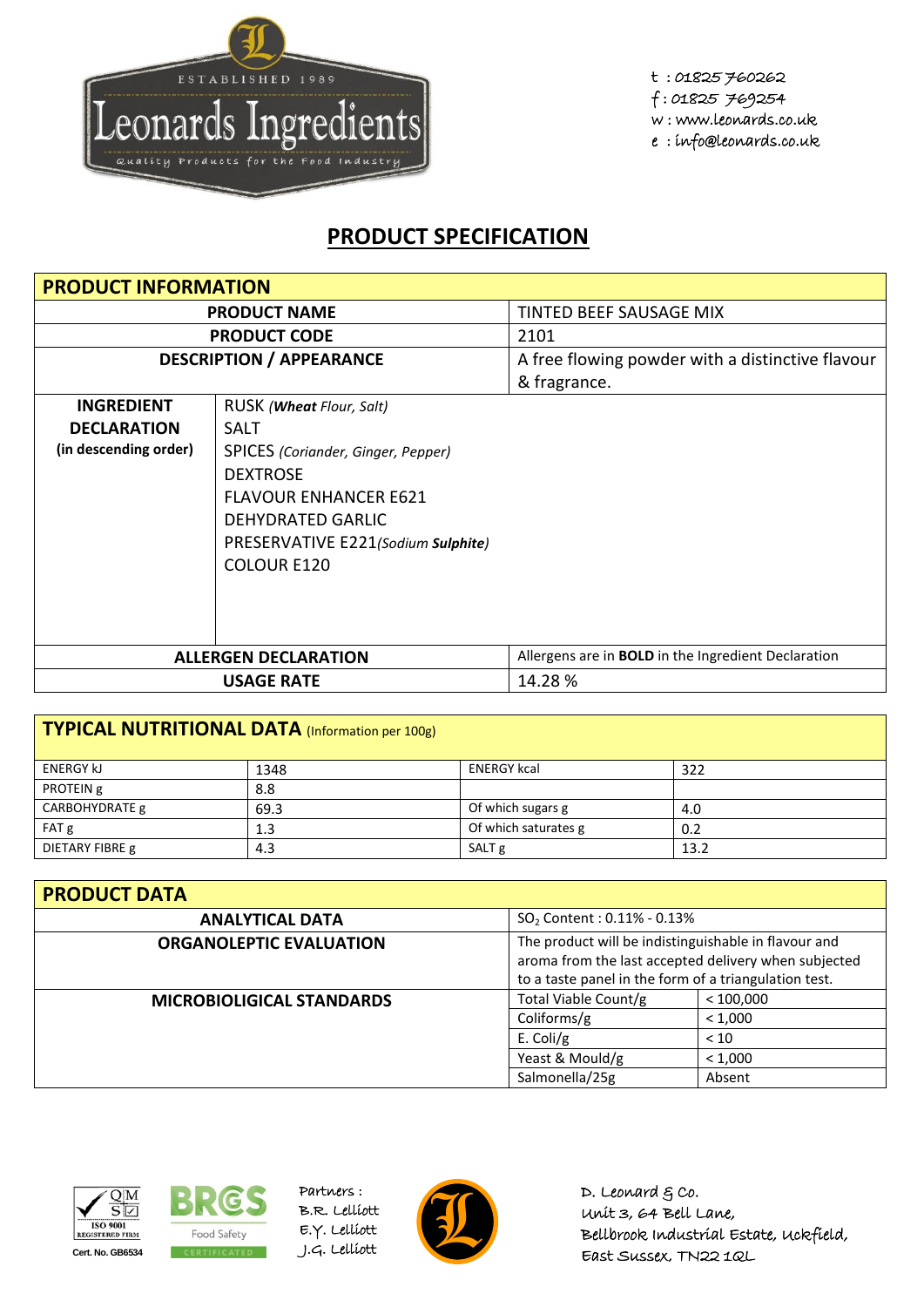ESTABLISHED 1989

Leonards Ingredients

Quality Products for the Food Industry

t : 01825 760262
f : 01825 769254
w : www.leonards.co.uk
e : info@leonards.co.uk

# PRODUCT SPECIFICATION

## PRODUCT INFORMATION

| | | |
|---|---|---|
| **PRODUCT NAME** | | TINTED BEEF SAUSAGE MIX |
| **PRODUCT CODE** | | 2101 |
| **DESCRIPTION / APPEARANCE** | | A free flowing powder with a distinctive flavour & fragrance. |
| **INGREDIENT DECLARATION (in descending order)** | RUSK *(**Wheat** Flour, Salt)*<br>SALT<br>SPICES *(Coriander, Ginger, Pepper)*<br>DEXTROSE<br>FLAVOUR ENHANCER E621<br>DEHYDRATED GARLIC<br>PRESERVATIVE E221*(Sodium **Sulphite**)*<br>COLOUR E120 | |
| **ALLERGEN DECLARATION** | | Allergens are in **BOLD** in the Ingredient Declaration |
| **USAGE RATE** | | 14.28 % |

## TYPICAL NUTRITIONAL DATA (Information per 100g)

| | | | |
|---|---|---|---|
| ENERGY kJ | 1348 | ENERGY kcal | 322 |
| PROTEIN g | 8.8 | | |
| CARBOHYDRATE g | 69.3 | Of which sugars g | 4.0 |
| FAT g | 1.3 | Of which saturates g | 0.2 |
| DIETARY FIBRE g | 4.3 | SALT g | 13.2 |

## PRODUCT DATA

| | | |
|---|---|---|
| **ANALYTICAL DATA** | $SO_2$ Content : 0.11% - 0.13% | |
| **ORGANOLEPTIC EVALUATION** | The product will be indistinguishable in flavour and aroma from the last accepted delivery when subjected to a taste panel in the form of a triangulation test. | |
| **MICROBIOLIGICAL STANDARDS** | Total Viable Count/g | < 100,000 |
| | Coliforms/g | < 1,000 |
| | E. Coli/g | < 10 |
| | Yeast & Mould/g | < 1,000 |
| | Salmonella/25g | Absent |

QMS ISO 9001 REGISTERED FIRM Cert. No. GB6534

BRCGS Food Safety CERTIFICATED

Partners :
B.R. Lelliott
E.Y. Lelliott
J.G. Lelliott

D. Leonard & Co.
Unit 3, 64 Bell Lane,
Bellbrook Industrial Estate, Uckfield,
East Sussex, TN22 1QL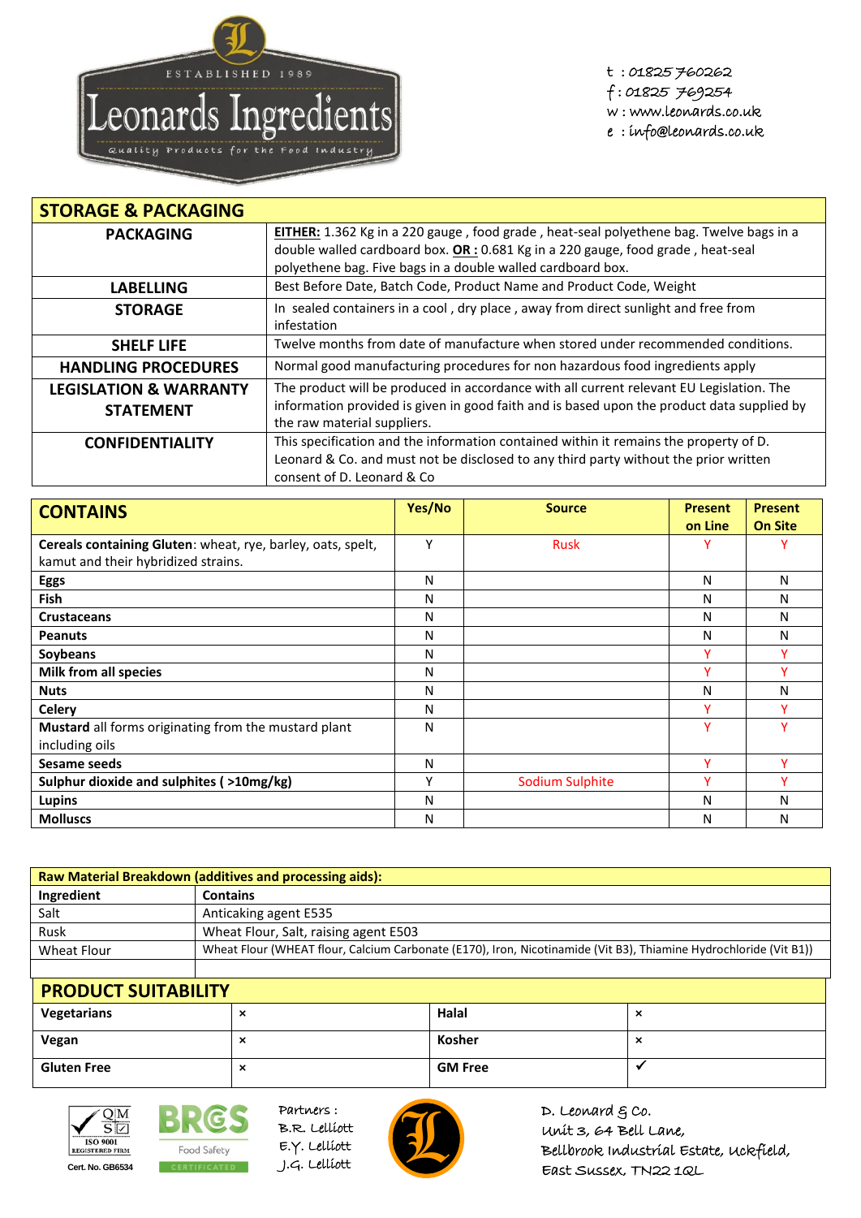ESTABLISHED 1989

# Leonards Ingredients

Quality products for the food industry

t : 01825 760262
f : 01825 769254
w : www.leonards.co.uk
e : info@leonards.co.uk

| STORAGE & PACKAGING | |
|---|---|
| **PACKAGING** | **EITHER:** 1.362 Kg in a 220 gauge , food grade , heat-seal polyethene bag. Twelve bags in a double walled cardboard box. **OR :** 0.681 Kg in a 220 gauge, food grade , heat-seal polyethene bag. Five bags in a double walled cardboard box. |
| **LABELLING** | Best Before Date, Batch Code, Product Name and Product Code, Weight |
| **STORAGE** | In sealed containers in a cool , dry place , away from direct sunlight and free from infestation |
| **SHELF LIFE** | Twelve months from date of manufacture when stored under recommended conditions. |
| **HANDLING PROCEDURES** | Normal good manufacturing procedures for non hazardous food ingredients apply |
| **LEGISLATION & WARRANTY STATEMENT** | The product will be produced in accordance with all current relevant EU Legislation. The information provided is given in good faith and is based upon the product data supplied by the raw material suppliers. |
| **CONFIDENTIALITY** | This specification and the information contained within it remains the property of D. Leonard & Co. and must not be disclosed to any third party without the prior written consent of D. Leonard & Co |

| CONTAINS | Yes/No | Source | Present on Line | Present On Site |
|---|---|---|---|---|
| **Cereals containing Gluten**: wheat, rye, barley, oats, spelt, kamut and their hybridized strains. | Y | Rusk | Y | Y |
| **Eggs** | N | | N | N |
| **Fish** | N | | N | N |
| **Crustaceans** | N | | N | N |
| **Peanuts** | N | | N | N |
| **Soybeans** | N | | Y | Y |
| **Milk from all species** | N | | Y | Y |
| **Nuts** | N | | N | N |
| **Celery** | N | | Y | Y |
| **Mustard** all forms originating from the mustard plant including oils | N | | Y | Y |
| **Sesame seeds** | N | | Y | Y |
| **Sulphur dioxide and sulphites ( >10mg/kg)** | Y | Sodium Sulphite | Y | Y |
| **Lupins** | N | | N | N |
| **Molluscs** | N | | N | N |

| Raw Material Breakdown (additives and processing aids): | |
|---|---|
| **Ingredient** | **Contains** |
| Salt | Anticaking agent E535 |
| Rusk | Wheat Flour, Salt, raising agent E503 |
| Wheat Flour | Wheat Flour (WHEAT flour, Calcium Carbonate (E170), Iron, Nicotinamide (Vit B3), Thiamine Hydrochloride (Vit B1)) |
| | |

| PRODUCT SUITABILITY | | | |
|---|---|---|---|
| **Vegetarians** | × | **Halal** | × |
| **Vegan** | × | **Kosher** | × |
| **Gluten Free** | × | **GM Free** | ✓ |

ISO 9001 REGISTERED FIRM Cert. No. GB6534

BRC Food Safety CERTIFICATED

Partners :
B.R. Lelliott
E.Y. Lelliott
J.G. Lelliott

D. Leonard & Co.
Unit 3, 64 Bell Lane,
Bellbrook Industrial Estate, Uckfield,
East Sussex, TN22 1QL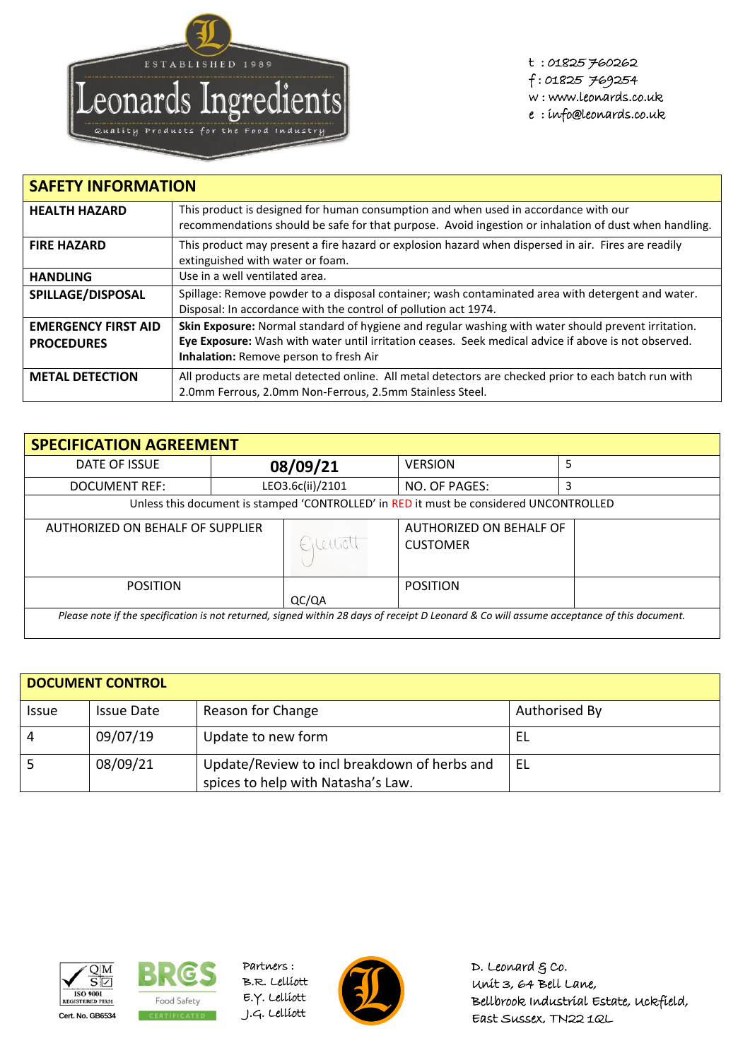Leonards Ingredients

ESTABLISHED 1989

Quality Products for the Food Industry

t : 01825 760262
f : 01825 769254
w : www.leonards.co.uk
e : info@leonards.co.uk

| SAFETY INFORMATION | |
|---|---|
| **HEALTH HAZARD** | This product is designed for human consumption and when used in accordance with our recommendations should be safe for that purpose. Avoid ingestion or inhalation of dust when handling. |
| **FIRE HAZARD** | This product may present a fire hazard or explosion hazard when dispersed in air. Fires are readily extinguished with water or foam. |
| **HANDLING** | Use in a well ventilated area. |
| **SPILLAGE/DISPOSAL** | Spillage: Remove powder to a disposal container; wash contaminated area with detergent and water. Disposal: In accordance with the control of pollution act 1974. |
| **EMERGENCY FIRST AID PROCEDURES** | **Skin Exposure:** Normal standard of hygiene and regular washing with water should prevent irritation. **Eye Exposure:** Wash with water until irritation ceases. Seek medical advice if above is not observed. **Inhalation:** Remove person to fresh Air |
| **METAL DETECTION** | All products are metal detected online. All metal detectors are checked prior to each batch run with 2.0mm Ferrous, 2.0mm Non-Ferrous, 2.5mm Stainless Steel. |

| SPECIFICATION AGREEMENT | | | |
|---|---|---|---|
| DATE OF ISSUE | **08/09/21** | VERSION | 5 |
| DOCUMENT REF: | LEO3.6c(ii)/2101 | NO. OF PAGES: | 3 |
| Unless this document is stamped 'CONTROLLED' in RED it must be considered UNCONTROLLED | | | |
| AUTHORIZED ON BEHALF OF SUPPLIER | Elelliott | AUTHORIZED ON BEHALF OF CUSTOMER | |
| POSITION | QC/QA | POSITION | |

*Please note if the specification is not returned, signed within 28 days of receipt D Leonard & Co will assume acceptance of this document.*

| DOCUMENT CONTROL | | | |
|---|---|---|---|
| Issue | Issue Date | Reason for Change | Authorised By |
| 4 | 09/07/19 | Update to new form | EL |
| 5 | 08/09/21 | Update/Review to incl breakdown of herbs and spices to help with Natasha's Law. | EL |

ISO 9001 REGISTERED FIRM
Cert. No. GB6534

BRCGS Food Safety CERTIFICATED

Partners :
B.R. Lelliott
E.Y. Lelliott
J.G. Lelliott

D. Leonard & Co.
Unit 3, 64 Bell Lane,
Bellbrook Industrial Estate, Uckfield,
East Sussex, TN22 1QL